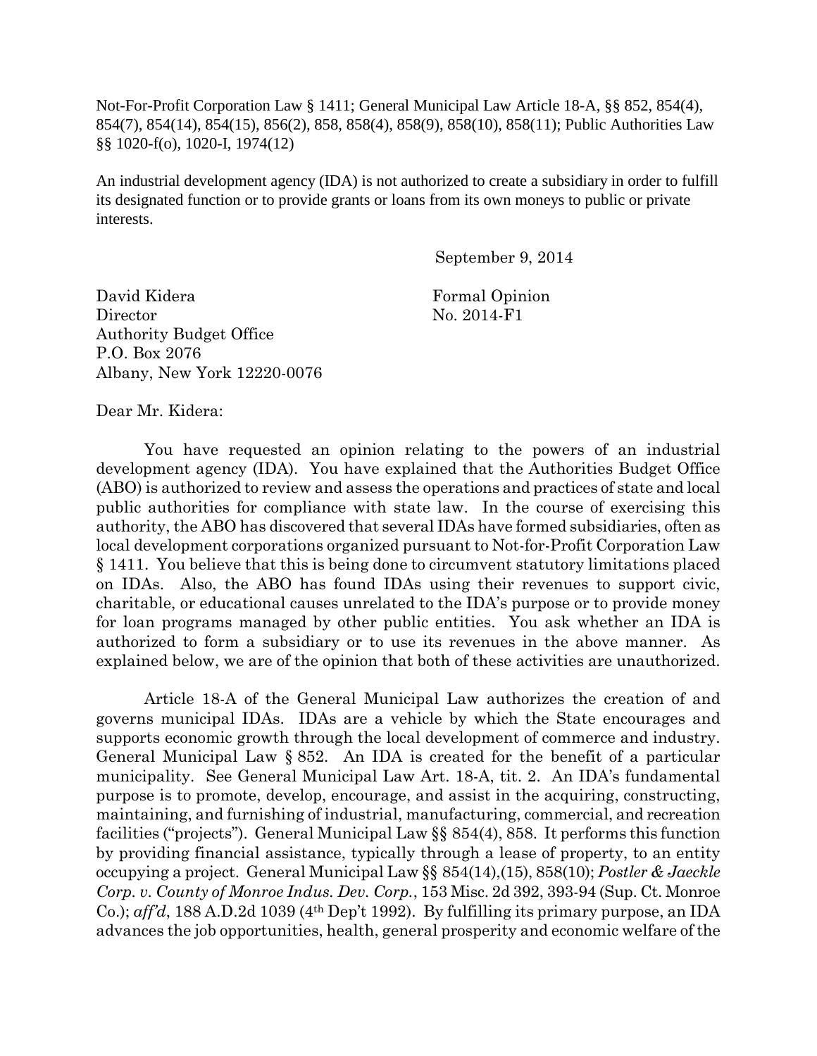Not-For-Profit Corporation Law § 1411; General Municipal Law Article 18-A, §§ 852, 854(4), 854(7), 854(14), 854(15), 856(2), 858, 858(4), 858(9), 858(10), 858(11); Public Authorities Law §§ 1020-f(o), 1020-I, 1974(12)

An industrial development agency (IDA) is not authorized to create a subsidiary in order to fulfill its designated function or to provide grants or loans from its own moneys to public or private interests.

September 9, 2014

David Kidera
Director
Authority Budget Office
P.O. Box 2076
Albany, New York 12220-0076

Formal Opinion
No. 2014-F1

Dear Mr. Kidera:

You have requested an opinion relating to the powers of an industrial development agency (IDA). You have explained that the Authorities Budget Office (ABO) is authorized to review and assess the operations and practices of state and local public authorities for compliance with state law. In the course of exercising this authority, the ABO has discovered that several IDAs have formed subsidiaries, often as local development corporations organized pursuant to Not-for-Profit Corporation Law § 1411. You believe that this is being done to circumvent statutory limitations placed on IDAs. Also, the ABO has found IDAs using their revenues to support civic, charitable, or educational causes unrelated to the IDA's purpose or to provide money for loan programs managed by other public entities. You ask whether an IDA is authorized to form a subsidiary or to use its revenues in the above manner. As explained below, we are of the opinion that both of these activities are unauthorized.

Article 18-A of the General Municipal Law authorizes the creation of and governs municipal IDAs. IDAs are a vehicle by which the State encourages and supports economic growth through the local development of commerce and industry. General Municipal Law § 852. An IDA is created for the benefit of a particular municipality. See General Municipal Law Art. 18-A, tit. 2. An IDA's fundamental purpose is to promote, develop, encourage, and assist in the acquiring, constructing, maintaining, and furnishing of industrial, manufacturing, commercial, and recreation facilities ("projects"). General Municipal Law §§ 854(4), 858. It performs this function by providing financial assistance, typically through a lease of property, to an entity occupying a project. General Municipal Law §§ 854(14),(15), 858(10); *Postler & Jaeckle Corp. v. County of Monroe Indus. Dev. Corp.*, 153 Misc. 2d 392, 393-94 (Sup. Ct. Monroe Co.); *aff'd*, 188 A.D.2d 1039 (4th Dep't 1992). By fulfilling its primary purpose, an IDA advances the job opportunities, health, general prosperity and economic welfare of the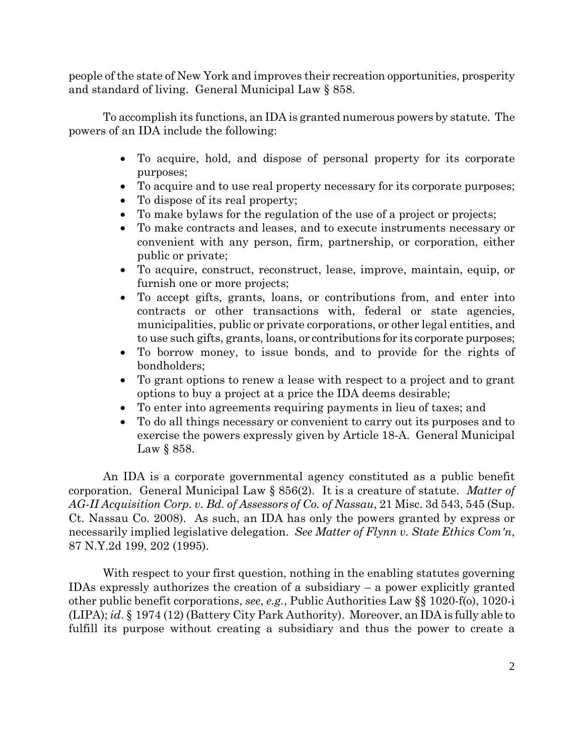people of the state of New York and improves their recreation opportunities, prosperity and standard of living. General Municipal Law § 858.

To accomplish its functions, an IDA is granted numerous powers by statute. The powers of an IDA include the following:

- To acquire, hold, and dispose of personal property for its corporate purposes;
- To acquire and to use real property necessary for its corporate purposes;
- To dispose of its real property;
- To make bylaws for the regulation of the use of a project or projects;
- To make contracts and leases, and to execute instruments necessary or convenient with any person, firm, partnership, or corporation, either public or private;
- To acquire, construct, reconstruct, lease, improve, maintain, equip, or furnish one or more projects;
- To accept gifts, grants, loans, or contributions from, and enter into contracts or other transactions with, federal or state agencies, municipalities, public or private corporations, or other legal entities, and to use such gifts, grants, loans, or contributions for its corporate purposes;
- To borrow money, to issue bonds, and to provide for the rights of bondholders;
- To grant options to renew a lease with respect to a project and to grant options to buy a project at a price the IDA deems desirable;
- To enter into agreements requiring payments in lieu of taxes; and
- To do all things necessary or convenient to carry out its purposes and to exercise the powers expressly given by Article 18-A. General Municipal Law § 858.

An IDA is a corporate governmental agency constituted as a public benefit corporation. General Municipal Law § 856(2). It is a creature of statute. *Matter of AG-II Acquisition Corp. v. Bd. of Assessors of Co. of Nassau*, 21 Misc. 3d 543, 545 (Sup. Ct. Nassau Co. 2008). As such, an IDA has only the powers granted by express or necessarily implied legislative delegation. *See Matter of Flynn v. State Ethics Com'n*, 87 N.Y.2d 199, 202 (1995).

With respect to your first question, nothing in the enabling statutes governing IDAs expressly authorizes the creation of a subsidiary – a power explicitly granted other public benefit corporations, *see*, *e.g.*, Public Authorities Law §§ 1020-f(o), 1020-i (LIPA); *id*. § 1974 (12) (Battery City Park Authority). Moreover, an IDA is fully able to fulfill its purpose without creating a subsidiary and thus the power to create a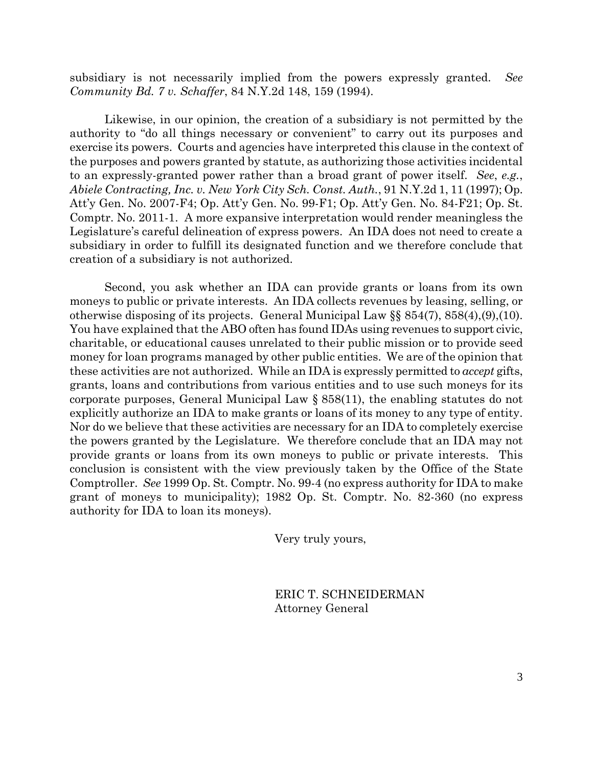subsidiary is not necessarily implied from the powers expressly granted. *See Community Bd. 7 v. Schaffer*, 84 N.Y.2d 148, 159 (1994).

Likewise, in our opinion, the creation of a subsidiary is not permitted by the authority to "do all things necessary or convenient" to carry out its purposes and exercise its powers. Courts and agencies have interpreted this clause in the context of the purposes and powers granted by statute, as authorizing those activities incidental to an expressly-granted power rather than a broad grant of power itself. *See*, *e.g.*, *Abiele Contracting, Inc. v. New York City Sch. Const. Auth.*, 91 N.Y.2d 1, 11 (1997); Op. Att'y Gen. No. 2007-F4; Op. Att'y Gen. No. 99-F1; Op. Att'y Gen. No. 84-F21; Op. St. Comptr. No. 2011-1. A more expansive interpretation would render meaningless the Legislature's careful delineation of express powers. An IDA does not need to create a subsidiary in order to fulfill its designated function and we therefore conclude that creation of a subsidiary is not authorized.

Second, you ask whether an IDA can provide grants or loans from its own moneys to public or private interests. An IDA collects revenues by leasing, selling, or otherwise disposing of its projects. General Municipal Law §§ 854(7), 858(4),(9),(10). You have explained that the ABO often has found IDAs using revenues to support civic, charitable, or educational causes unrelated to their public mission or to provide seed money for loan programs managed by other public entities. We are of the opinion that these activities are not authorized. While an IDA is expressly permitted to *accept* gifts, grants, loans and contributions from various entities and to use such moneys for its corporate purposes, General Municipal Law § 858(11), the enabling statutes do not explicitly authorize an IDA to make grants or loans of its money to any type of entity. Nor do we believe that these activities are necessary for an IDA to completely exercise the powers granted by the Legislature. We therefore conclude that an IDA may not provide grants or loans from its own moneys to public or private interests. This conclusion is consistent with the view previously taken by the Office of the State Comptroller. *See* 1999 Op. St. Comptr. No. 99-4 (no express authority for IDA to make grant of moneys to municipality); 1982 Op. St. Comptr. No. 82-360 (no express authority for IDA to loan its moneys).

Very truly yours,

ERIC T. SCHNEIDERMAN
Attorney General